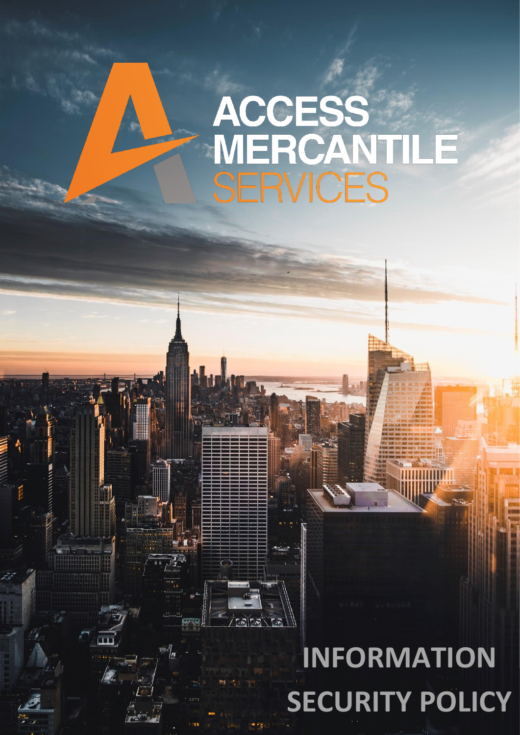ACCESS MERCANTILE SERVICES

# INFORMATION SECURITY POLICY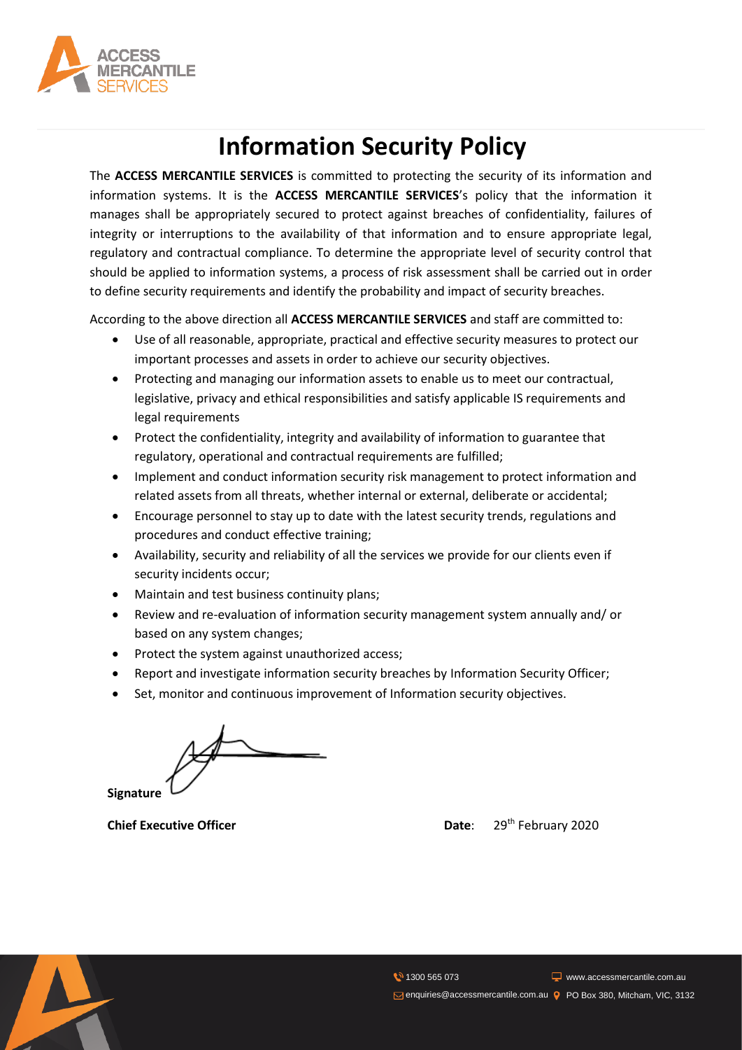# Information Security Policy

The **ACCESS MERCANTILE SERVICES** is committed to protecting the security of its information and information systems. It is the **ACCESS MERCANTILE SERVICES**'s policy that the information it manages shall be appropriately secured to protect against breaches of confidentiality, failures of integrity or interruptions to the availability of that information and to ensure appropriate legal, regulatory and contractual compliance. To determine the appropriate level of security control that should be applied to information systems, a process of risk assessment shall be carried out in order to define security requirements and identify the probability and impact of security breaches.

According to the above direction all **ACCESS MERCANTILE SERVICES** and staff are committed to:

- Use of all reasonable, appropriate, practical and effective security measures to protect our important processes and assets in order to achieve our security objectives.
- Protecting and managing our information assets to enable us to meet our contractual, legislative, privacy and ethical responsibilities and satisfy applicable IS requirements and legal requirements
- Protect the confidentiality, integrity and availability of information to guarantee that regulatory, operational and contractual requirements are fulfilled;
- Implement and conduct information security risk management to protect information and related assets from all threats, whether internal or external, deliberate or accidental;
- Encourage personnel to stay up to date with the latest security trends, regulations and procedures and conduct effective training;
- Availability, security and reliability of all the services we provide for our clients even if security incidents occur;
- Maintain and test business continuity plans;
- Review and re-evaluation of information security management system annually and/ or based on any system changes;
- Protect the system against unauthorized access;
- Report and investigate information security breaches by Information Security Officer;
- Set, monitor and continuous improvement of Information security objectives.

**Signature**

**Chief Executive Officer** **Date**: 29th February 2020

1300 565 073 www.accessmercantile.com.au
enquiries@accessmercantile.com.au PO Box 380, Mitcham, VIC, 3132